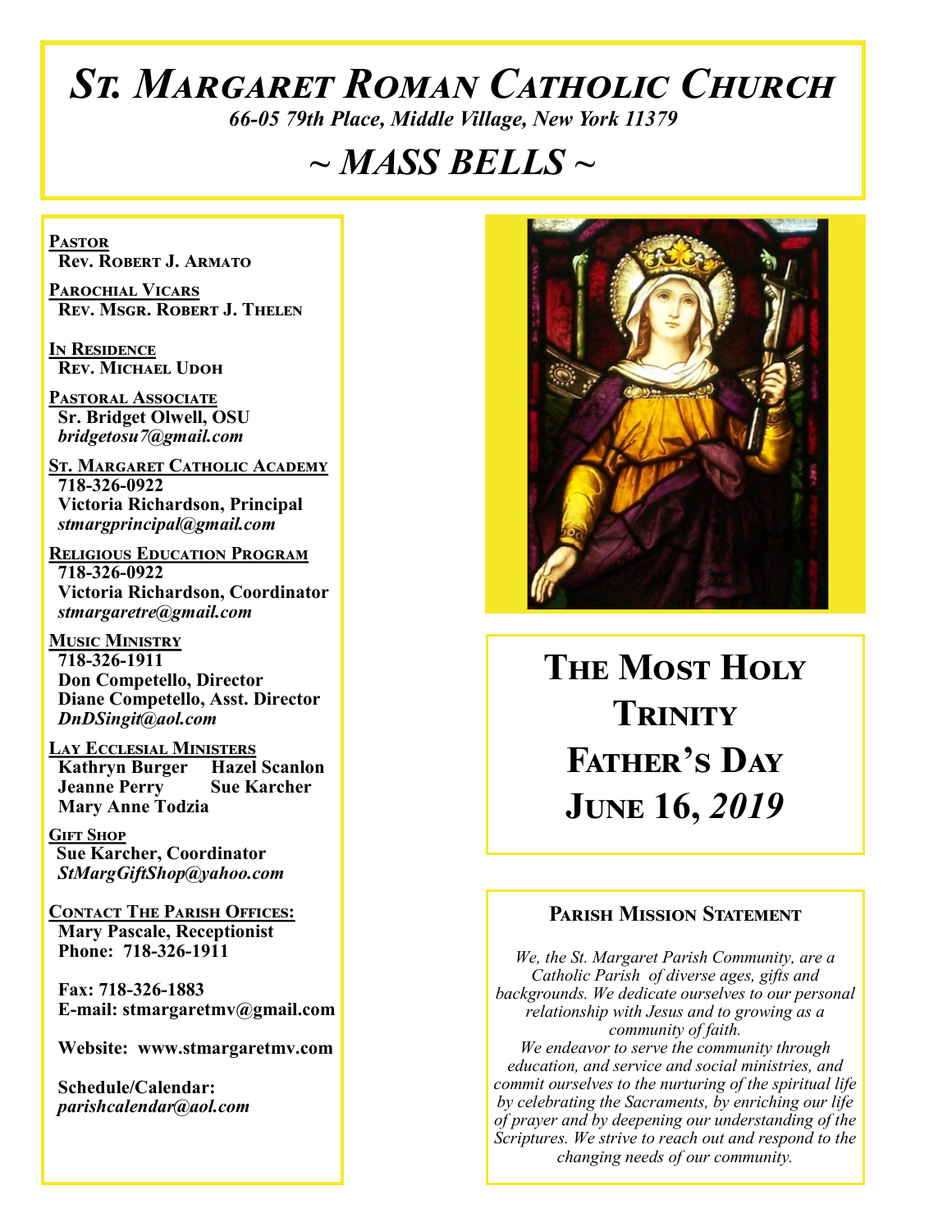# St. Margaret Roman Catholic Church

*66-05 79th Place, Middle Village, New York 11379*

## *~ MASS BELLS ~*

**Pastor**
**Rev. Robert J. Armato**

**Parochial Vicars**
**Rev. Msgr. Robert J. Thelen**

**In Residence**
**Rev. Michael Udoh**

**Pastoral Associate**
**Sr. Bridget Olwell, OSU**
*bridgetosu7@gmail.com*

**St. Margaret Catholic Academy**
**718-326-0922**
**Victoria Richardson, Principal**
*stmargprincipal@gmail.com*

**Religious Education Program**
**718-326-0922**
**Victoria Richardson, Coordinator**
*stmargaretre@gmail.com*

**Music Ministry**
**718-326-1911**
**Don Competello, Director**
**Diane Competello, Asst. Director**
*DnDSingit@aol.com*

**Lay Ecclesial Ministers**
**Kathryn Burger Hazel Scanlon**
**Jeanne Perry Sue Karcher**
**Mary Anne Todzia**

**Gift Shop**
**Sue Karcher, Coordinator**
*StMargGiftShop@yahoo.com*

**Contact The Parish Offices:**
**Mary Pascale, Receptionist**
**Phone: 718-326-1911**

**Fax: 718-326-1883**
**E-mail: stmargaretmv@gmail.com**

**Website: www.stmargaretmv.com**

**Schedule/Calendar:**
*parishcalendar@aol.com*

## The Most Holy Trinity
## Father's Day
## June 16, *2019*

### Parish Mission Statement

*We, the St. Margaret Parish Community, are a Catholic Parish of diverse ages, gifts and backgrounds. We dedicate ourselves to our personal relationship with Jesus and to growing as a community of faith.*
*We endeavor to serve the community through education, and service and social ministries, and commit ourselves to the nurturing of the spiritual life by celebrating the Sacraments, by enriching our life of prayer and by deepening our understanding of the Scriptures. We strive to reach out and respond to the changing needs of our community.*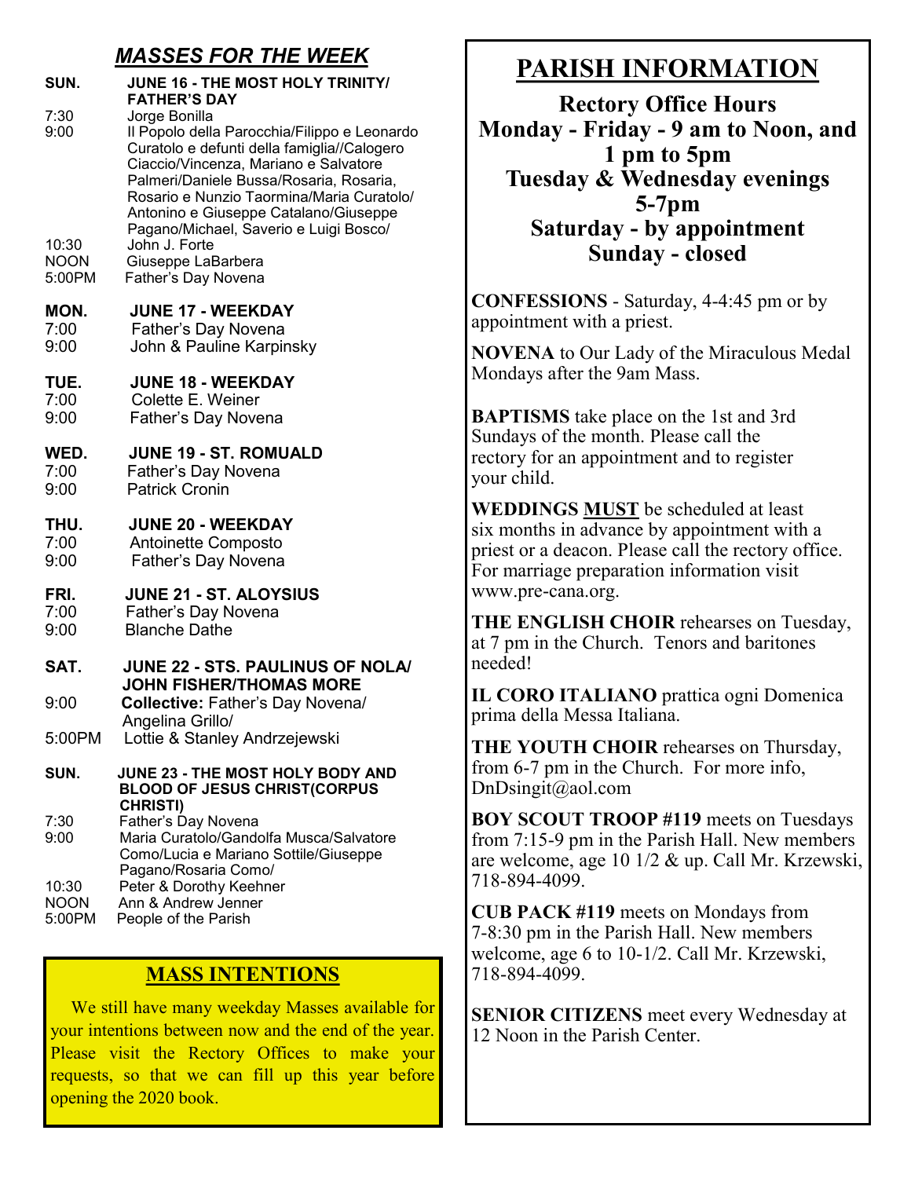## *MASSES FOR THE WEEK*

**SUN. JUNE 16 - THE MOST HOLY TRINITY/ FATHER'S DAY**

7:30 Jorge Bonilla
9:00 Il Popolo della Parocchia/Filippo e Leonardo Curatolo e defunti della famiglia//Calogero Ciaccio/Vincenza, Mariano e Salvatore Palmeri/Daniele Bussa/Rosaria, Rosaria, Rosario e Nunzio Taormina/Maria Curatolo/ Antonino e Giuseppe Catalano/Giuseppe Pagano/Michael, Saverio e Luigi Bosco/
10:30 John J. Forte
NOON Giuseppe LaBarbera
5:00PM Father's Day Novena

**MON. JUNE 17 - WEEKDAY**

7:00 Father's Day Novena
9:00 John & Pauline Karpinsky

**TUE. JUNE 18 - WEEKDAY**

7:00 Colette E. Weiner
9:00 Father's Day Novena

**WED. JUNE 19 - ST. ROMUALD**

7:00 Father's Day Novena
9:00 Patrick Cronin

**THU. JUNE 20 - WEEKDAY**

7:00 Antoinette Composto
9:00 Father's Day Novena

**FRI. JUNE 21 - ST. ALOYSIUS**

7:00 Father's Day Novena
9:00 Blanche Dathe

**SAT. JUNE 22 - STS. PAULINUS OF NOLA/ JOHN FISHER/THOMAS MORE**

9:00 **Collective:** Father's Day Novena/ Angelina Grillo/
5:00PM Lottie & Stanley Andrzejewski

**SUN. JUNE 23 - THE MOST HOLY BODY AND BLOOD OF JESUS CHRIST(CORPUS CHRISTI)**

7:30 Father's Day Novena
9:00 Maria Curatolo/Gandolfa Musca/Salvatore Como/Lucia e Mariano Sottile/Giuseppe Pagano/Rosaria Como/
10:30 Peter & Dorothy Keehner
NOON Ann & Andrew Jenner
5:00PM People of the Parish

## MASS INTENTIONS

We still have many weekday Masses available for your intentions between now and the end of the year. Please visit the Rectory Offices to make your requests, so that we can fill up this year before opening the 2020 book.

# PARISH INFORMATION

**Rectory Office Hours**
**Monday - Friday - 9 am to Noon, and 1 pm to 5pm**
**Tuesday & Wednesday evenings 5-7pm**
**Saturday - by appointment**
**Sunday - closed**

**CONFESSIONS** - Saturday, 4-4:45 pm or by appointment with a priest.

**NOVENA** to Our Lady of the Miraculous Medal Mondays after the 9am Mass.

**BAPTISMS** take place on the 1st and 3rd Sundays of the month. Please call the rectory for an appointment and to register your child.

**WEDDINGS <u>MUST</u>** be scheduled at least six months in advance by appointment with a priest or a deacon. Please call the rectory office. For marriage preparation information visit www.pre-cana.org.

**THE ENGLISH CHOIR** rehearses on Tuesday, at 7 pm in the Church. Tenors and baritones needed!

**IL CORO ITALIANO** prattica ogni Domenica prima della Messa Italiana.

**THE YOUTH CHOIR** rehearses on Thursday, from 6-7 pm in the Church. For more info, DnDsingit@aol.com

**BOY SCOUT TROOP #119** meets on Tuesdays from 7:15-9 pm in the Parish Hall. New members are welcome, age 10 1/2 & up. Call Mr. Krzewski, 718-894-4099.

**CUB PACK #119** meets on Mondays from 7-8:30 pm in the Parish Hall. New members welcome, age 6 to 10-1/2. Call Mr. Krzewski, 718-894-4099.

**SENIOR CITIZENS** meet every Wednesday at 12 Noon in the Parish Center.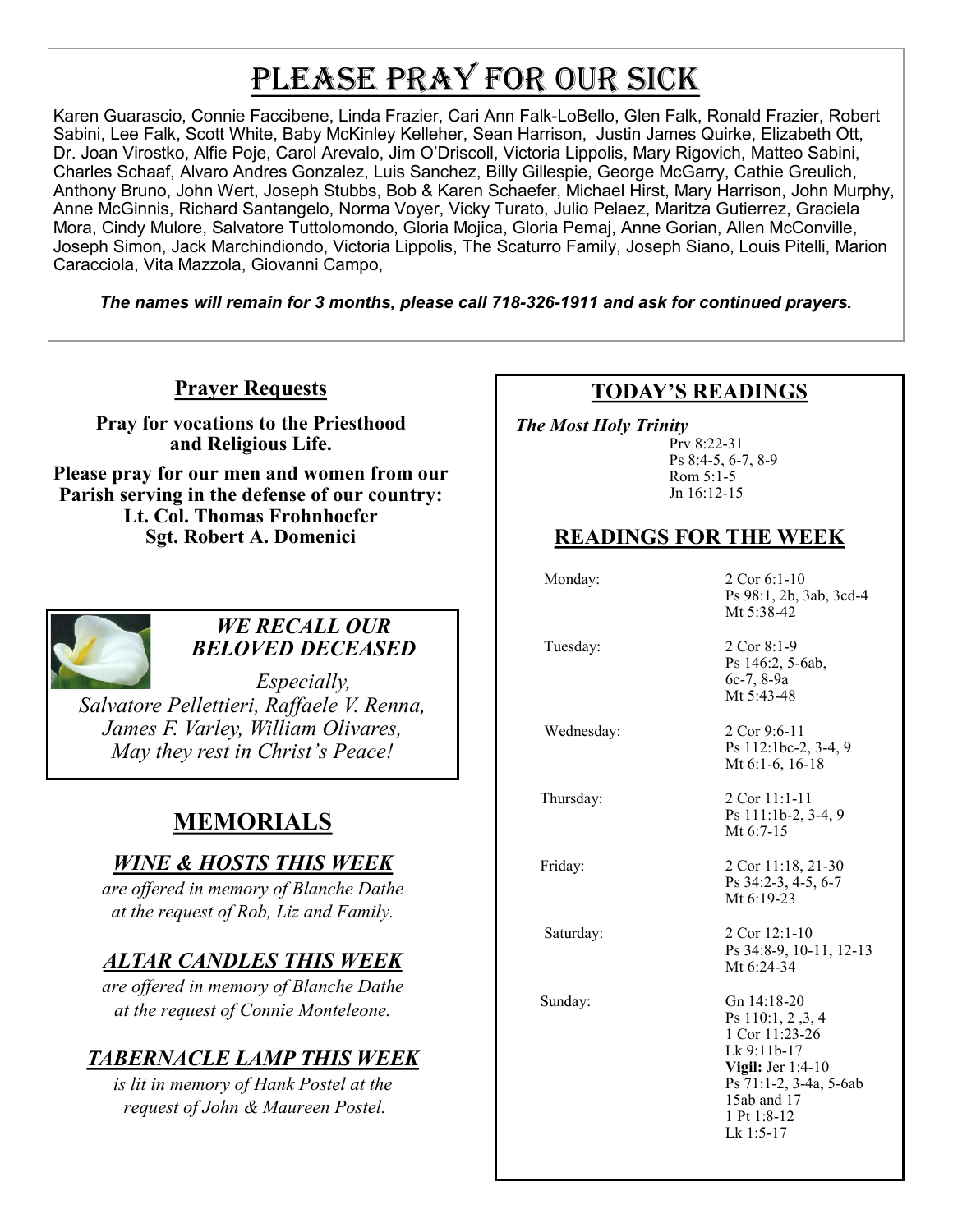# Please Pray for Our Sick

Karen Guarascio, Connie Faccibene, Linda Frazier, Cari Ann Falk-LoBello, Glen Falk, Ronald Frazier, Robert Sabini, Lee Falk, Scott White, Baby McKinley Kelleher, Sean Harrison, Justin James Quirke, Elizabeth Ott, Dr. Joan Virostko, Alfie Poje, Carol Arevalo, Jim O'Driscoll, Victoria Lippolis, Mary Rigovich, Matteo Sabini, Charles Schaaf, Alvaro Andres Gonzalez, Luis Sanchez, Billy Gillespie, George McGarry, Cathie Greulich, Anthony Bruno, John Wert, Joseph Stubbs, Bob & Karen Schaefer, Michael Hirst, Mary Harrison, John Murphy, Anne McGinnis, Richard Santangelo, Norma Voyer, Vicky Turato, Julio Pelaez, Maritza Gutierrez, Graciela Mora, Cindy Mulore, Salvatore Tuttolomondo, Gloria Mojica, Gloria Pemaj, Anne Gorian, Allen McConville, Joseph Simon, Jack Marchindiondo, Victoria Lippolis, The Scaturro Family, Joseph Siano, Louis Pitelli, Marion Caracciola, Vita Mazzola, Giovanni Campo,

***The names will remain for 3 months, please call 718-326-1911 and ask for continued prayers.***

## Prayer Requests

**Pray for vocations to the Priesthood and Religious Life.**

**Please pray for our men and women from our Parish serving in the defense of our country:**
**Lt. Col. Thomas Frohnhoefer**
**Sgt. Robert A. Domenici**

### *WE RECALL OUR BELOVED DECEASED*

*Especially,*
*Salvatore Pellettieri, Raffaele V. Renna, James F. Varley, William Olivares,*
*May they rest in Christ's Peace!*

## MEMORIALS

### *WINE & HOSTS THIS WEEK*

*are offered in memory of Blanche Dathe at the request of Rob, Liz and Family.*

### *ALTAR CANDLES THIS WEEK*

*are offered in memory of Blanche Dathe at the request of Connie Monteleone.*

### *TABERNACLE LAMP THIS WEEK*

*is lit in memory of Hank Postel at the request of John & Maureen Postel.*

## TODAY'S READINGS

***The Most Holy Trinity***
Prv 8:22-31
Ps 8:4-5, 6-7, 8-9
Rom 5:1-5
Jn 16:12-15

## READINGS FOR THE WEEK

| | |
|---|---|
| Monday: | 2 Cor 6:1-10<br>Ps 98:1, 2b, 3ab, 3cd-4<br>Mt 5:38-42 |
| Tuesday: | 2 Cor 8:1-9<br>Ps 146:2, 5-6ab, 6c-7, 8-9a<br>Mt 5:43-48 |
| Wednesday: | 2 Cor 9:6-11<br>Ps 112:1bc-2, 3-4, 9<br>Mt 6:1-6, 16-18 |
| Thursday: | 2 Cor 11:1-11<br>Ps 111:1b-2, 3-4, 9<br>Mt 6:7-15 |
| Friday: | 2 Cor 11:18, 21-30<br>Ps 34:2-3, 4-5, 6-7<br>Mt 6:19-23 |
| Saturday: | 2 Cor 12:1-10<br>Ps 34:8-9, 10-11, 12-13<br>Mt 6:24-34 |
| Sunday: | Gn 14:18-20<br>Ps 110:1, 2 ,3, 4<br>1 Cor 11:23-26<br>Lk 9:11b-17<br>**Vigil:** Jer 1:4-10<br>Ps 71:1-2, 3-4a, 5-6ab 15ab and 17<br>1 Pt 1:8-12<br>Lk 1:5-17 |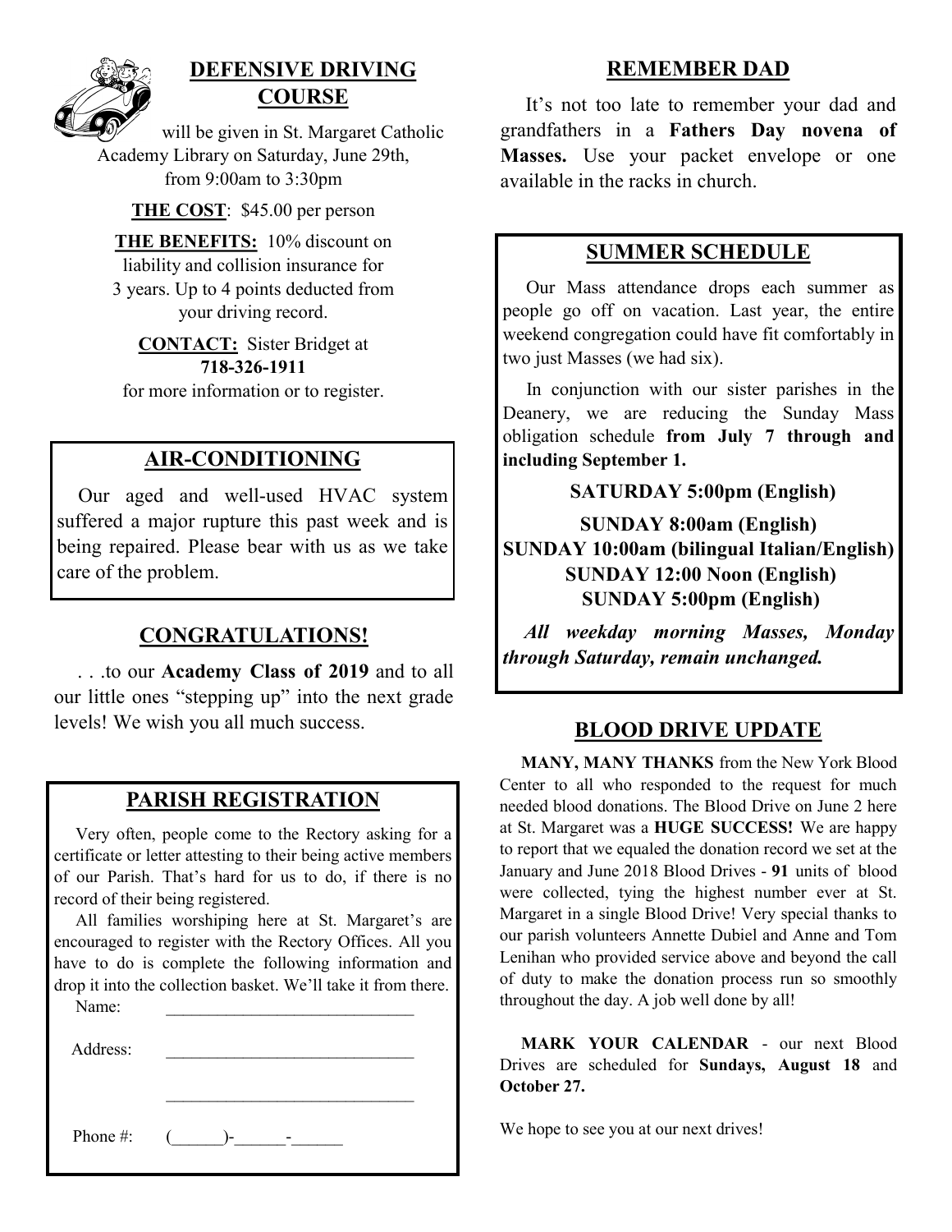## DEFENSIVE DRIVING COURSE

will be given in St. Margaret Catholic Academy Library on Saturday, June 29th, from 9:00am to 3:30pm

**THE COST**: $45.00 per person

**THE BENEFITS:** 10% discount on liability and collision insurance for 3 years. Up to 4 points deducted from your driving record.

**CONTACT:** Sister Bridget at **718-326-1911** for more information or to register.

## AIR-CONDITIONING

Our aged and well-used HVAC system suffered a major rupture this past week and is being repaired. Please bear with us as we take care of the problem.

## CONGRATULATIONS!

. . .to our **Academy Class of 2019** and to all our little ones "stepping up" into the next grade levels! We wish you all much success.

## PARISH REGISTRATION

Very often, people come to the Rectory asking for a certificate or letter attesting to their being active members of our Parish. That's hard for us to do, if there is no record of their being registered.

All families worshiping here at St. Margaret's are encouraged to register with the Rectory Offices. All you have to do is complete the following information and drop it into the collection basket. We'll take it from there.

Name: ______________________________

Address: ______________________________

______________________________

Phone #: (______)-______-______

## REMEMBER DAD

It's not too late to remember your dad and grandfathers in a **Fathers Day novena of Masses.** Use your packet envelope or one available in the racks in church.

## SUMMER SCHEDULE

Our Mass attendance drops each summer as people go off on vacation. Last year, the entire weekend congregation could have fit comfortably in two just Masses (we had six).

In conjunction with our sister parishes in the Deanery, we are reducing the Sunday Mass obligation schedule **from July 7 through and including September 1.**

**SATURDAY 5:00pm (English)**

**SUNDAY 8:00am (English)**
**SUNDAY 10:00am (bilingual Italian/English)**
**SUNDAY 12:00 Noon (English)**
**SUNDAY 5:00pm (English)**

***All weekday morning Masses, Monday through Saturday, remain unchanged.***

## BLOOD DRIVE UPDATE

**MANY, MANY THANKS** from the New York Blood Center to all who responded to the request for much needed blood donations. The Blood Drive on June 2 here at St. Margaret was a **HUGE SUCCESS!** We are happy to report that we equaled the donation record we set at the January and June 2018 Blood Drives - **91** units of blood were collected, tying the highest number ever at St. Margaret in a single Blood Drive! Very special thanks to our parish volunteers Annette Dubiel and Anne and Tom Lenihan who provided service above and beyond the call of duty to make the donation process run so smoothly throughout the day. A job well done by all!

**MARK YOUR CALENDAR** - our next Blood Drives are scheduled for **Sundays, August 18** and **October 27.**

We hope to see you at our next drives!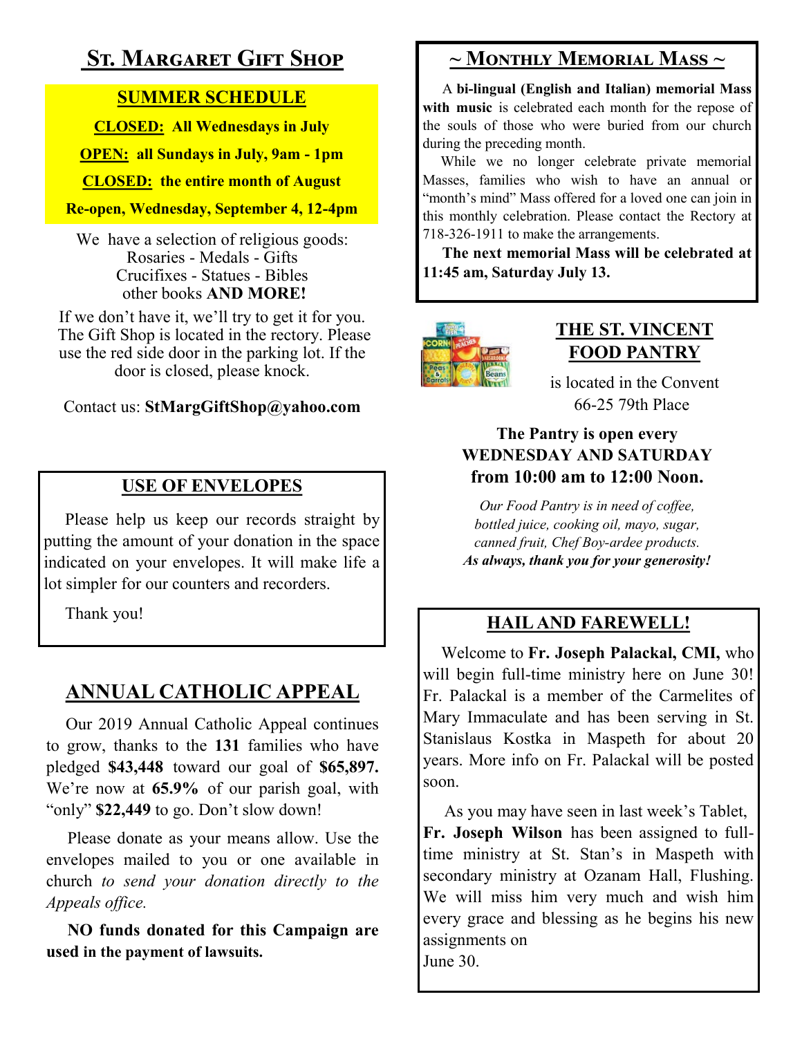## St. Margaret Gift Shop

**SUMMER SCHEDULE**

**CLOSED: All Wednesdays in July**

**OPEN: all Sundays in July, 9am - 1pm**

**CLOSED: the entire month of August**

**Re-open, Wednesday, September 4, 12-4pm**

We have a selection of religious goods:
Rosaries - Medals - Gifts
Crucifixes - Statues - Bibles
other books **AND MORE!**

If we don't have it, we'll try to get it for you. The Gift Shop is located in the rectory. Please use the red side door in the parking lot. If the door is closed, please knock.

Contact us: **StMargGiftShop@yahoo.com**

## USE OF ENVELOPES

Please help us keep our records straight by putting the amount of your donation in the space indicated on your envelopes. It will make life a lot simpler for our counters and recorders.

Thank you!

## ANNUAL CATHOLIC APPEAL

Our 2019 Annual Catholic Appeal continues to grow, thanks to the **131** families who have pledged **$43,448** toward our goal of **$65,897.** We're now at **65.9%** of our parish goal, with "only" **$22,449** to go. Don't slow down!

Please donate as your means allow. Use the envelopes mailed to you or one available in church *to send your donation directly to the Appeals office.*

**NO funds donated for this Campaign are used in the payment of lawsuits.**

## ~ Monthly Memorial Mass ~

A **bi-lingual (English and Italian) memorial Mass with music** is celebrated each month for the repose of the souls of those who were buried from our church during the preceding month.

While we no longer celebrate private memorial Masses, families who wish to have an annual or "month's mind" Mass offered for a loved one can join in this monthly celebration. Please contact the Rectory at 718-326-1911 to make the arrangements.

**The next memorial Mass will be celebrated at 11:45 am, Saturday July 13.**

## THE ST. VINCENT FOOD PANTRY

is located in the Convent
66-25 79th Place

**The Pantry is open every WEDNESDAY AND SATURDAY from 10:00 am to 12:00 Noon.**

*Our Food Pantry is in need of coffee, bottled juice, cooking oil, mayo, sugar, canned fruit, Chef Boy-ardee products.*
***As always, thank you for your generosity!***

## HAIL AND FAREWELL!

Welcome to **Fr. Joseph Palackal, CMI,** who will begin full-time ministry here on June 30! Fr. Palackal is a member of the Carmelites of Mary Immaculate and has been serving in St. Stanislaus Kostka in Maspeth for about 20 years. More info on Fr. Palackal will be posted soon.

As you may have seen in last week's Tablet, **Fr. Joseph Wilson** has been assigned to full-time ministry at St. Stan's in Maspeth with secondary ministry at Ozanam Hall, Flushing. We will miss him very much and wish him every grace and blessing as he begins his new assignments on June 30.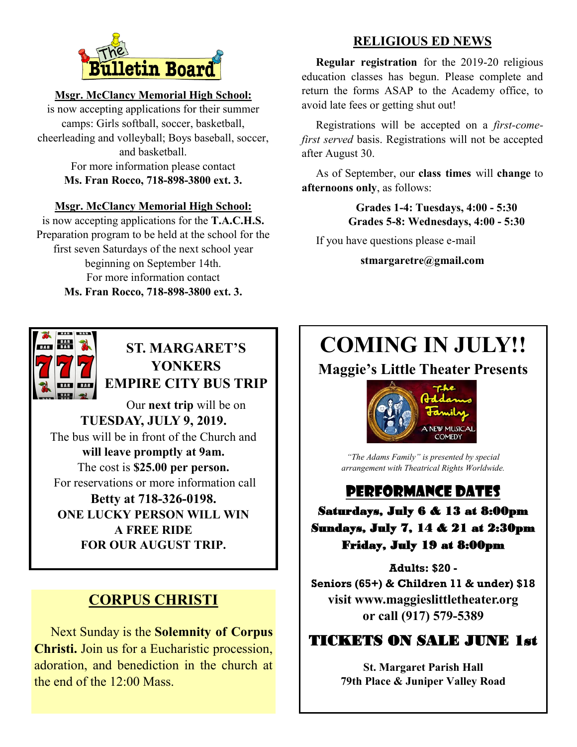The Bulletin Board

**Msgr. McClancy Memorial High School:**

is now accepting applications for their summer camps: Girls softball, soccer, basketball, cheerleading and volleyball; Boys baseball, soccer, and basketball.

For more information please contact

**Ms. Fran Rocco, 718-898-3800 ext. 3.**

**Msgr. McClancy Memorial High School:**

is now accepting applications for the **T.A.C.H.S.** Preparation program to be held at the school for the first seven Saturdays of the next school year beginning on September 14th.

For more information contact

**Ms. Fran Rocco, 718-898-3800 ext. 3.**

## RELIGIOUS ED NEWS

**Regular registration** for the 2019-20 religious education classes has begun. Please complete and return the forms ASAP to the Academy office, to avoid late fees or getting shut out!

Registrations will be accepted on a *first-come-first served* basis. Registrations will not be accepted after August 30.

As of September, our **class times** will **change** to **afternoons only**, as follows:

**Grades 1-4: Tuesdays, 4:00 - 5:30**
**Grades 5-8: Wednesdays, 4:00 - 5:30**

If you have questions please e-mail

**stmargaretre@gmail.com**

## ST. MARGARET'S YONKERS EMPIRE CITY BUS TRIP

Our **next trip** will be on
**TUESDAY, JULY 9, 2019.**
The bus will be in front of the Church and **will leave promptly at 9am.**
The cost is **$25.00 per person.**
For reservations or more information call
**Betty at 718-326-0198.**
**ONE LUCKY PERSON WILL WIN A FREE RIDE FOR OUR AUGUST TRIP.**

## CORPUS CHRISTI

Next Sunday is the **Solemnity of Corpus Christi.** Join us for a Eucharistic procession, adoration, and benediction in the church at the end of the 12:00 Mass.

# COMING IN JULY!!

## Maggie's Little Theater Presents

The Addams Family
A NEW MUSICAL COMEDY

*"The Adams Family" is presented by special arrangement with Theatrical Rights Worldwide.*

## PERFORMANCE DATES

**Saturdays, July 6 & 13 at 8:00pm**
**Sundays, July 7, 14 & 21 at 2:30pm**
**Friday, July 19 at 8:00pm**

**Adults: $20 -**
**Seniors (65+) & Children 11 & under) $18**
**visit www.maggieslittletheater.org**
**or call (917) 579-5389**

## TICKETS ON SALE JUNE 1st

**St. Margaret Parish Hall**
**79th Place & Juniper Valley Road**